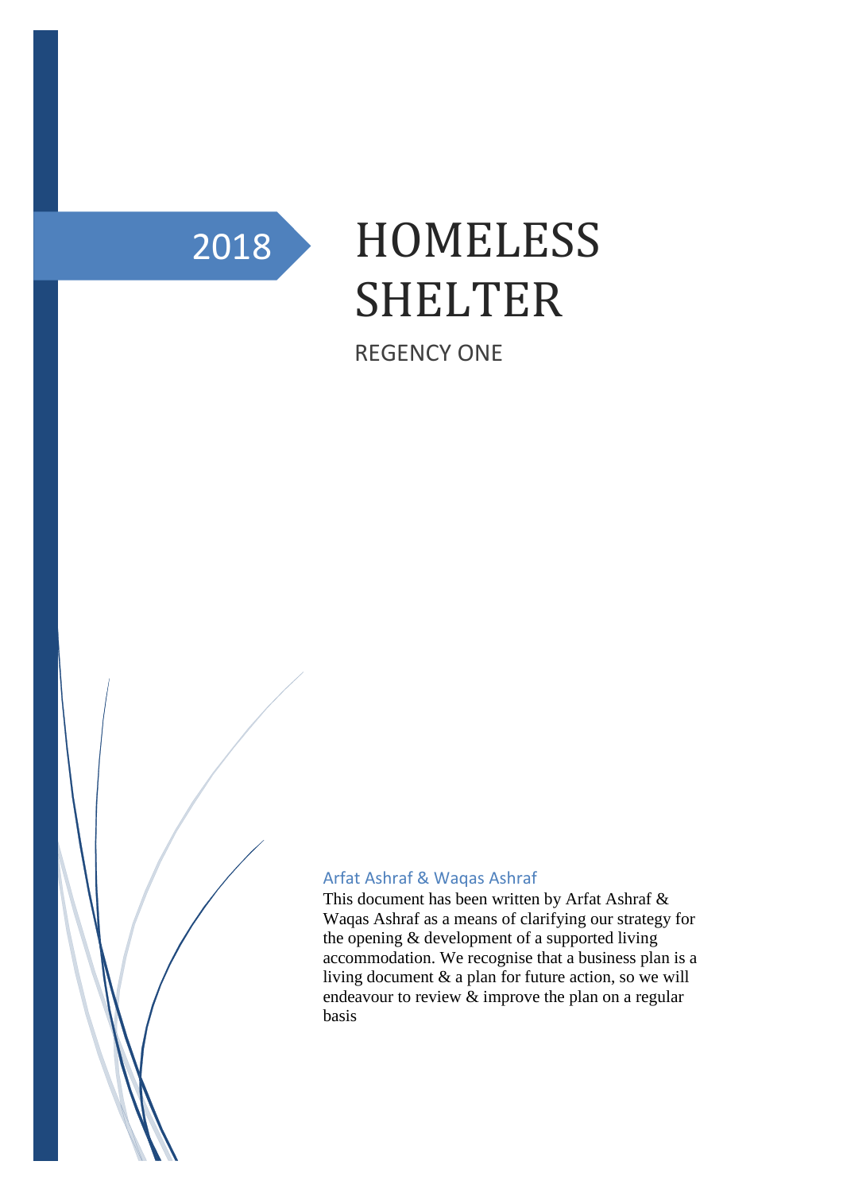2018

# HOMELESS SHELTER

REGENCY ONE

Arfat Ashraf & Waqas Ashraf

This document has been written by Arfat Ashraf & Waqas Ashraf as a means of clarifying our strategy for the opening & development of a supported living accommodation. We recognise that a business plan is a living document & a plan for future action, so we will endeavour to review & improve the plan on a regular basis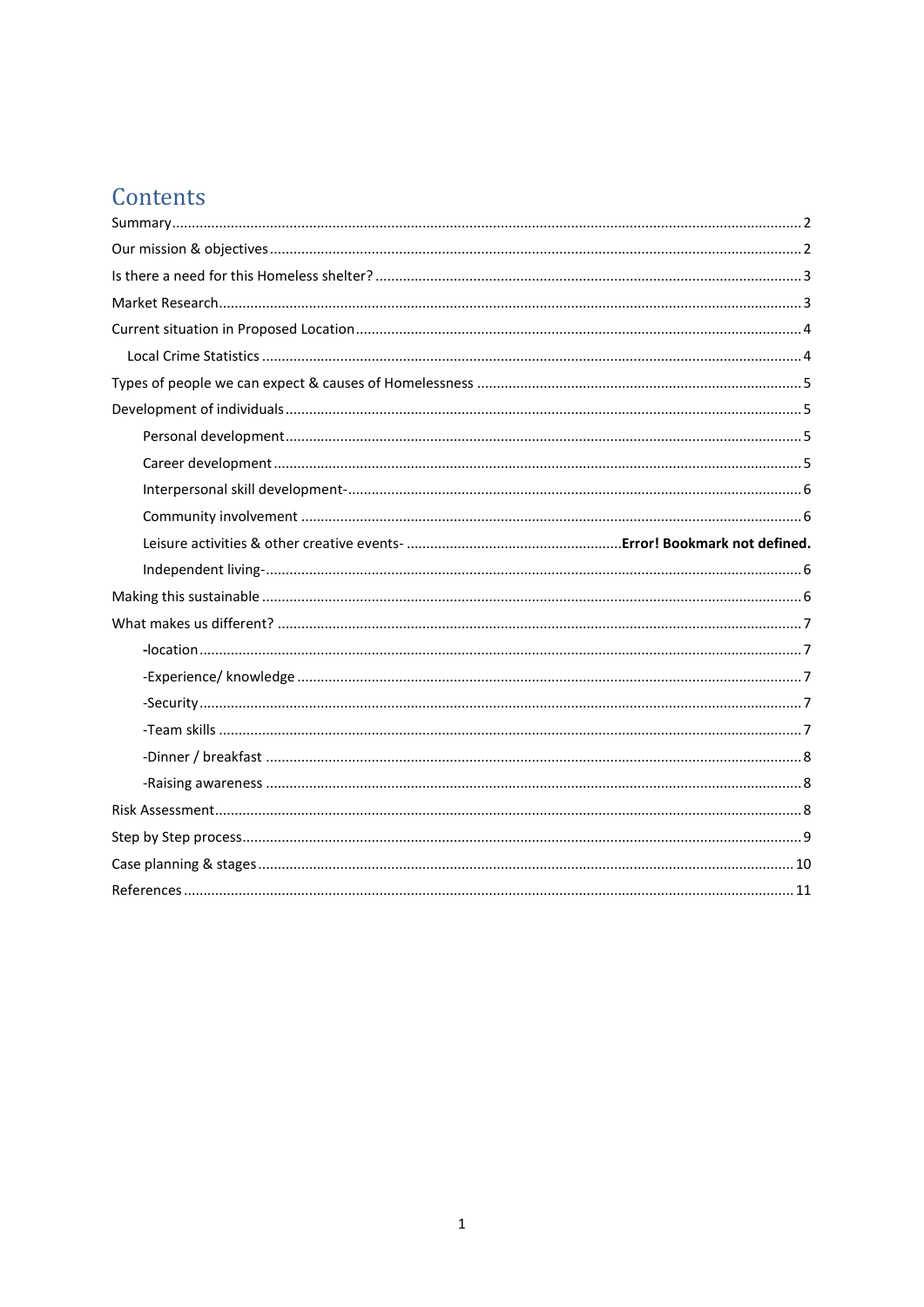# Contents

Summary ........ 2

Our mission & objectives ........ 2

Is there a need for this Homeless shelter? ........ 3

Market Research ........ 3

Current situation in Proposed Location ........ 4

- Local Crime Statistics ........ 4

Types of people we can expect & causes of Homelessness ........ 5

Development of individuals ........ 5

- Personal development ........ 5
- Career development ........ 5
- Interpersonal skill development- ........ 6
- Community involvement ........ 6
- Leisure activities & other creative events- ........ **Error! Bookmark not defined.**
- Independent living- ........ 6

Making this sustainable ........ 6

What makes us different? ........ 7

- -location ........ 7
- -Experience/ knowledge ........ 7
- -Security ........ 7
- -Team skills ........ 7
- -Dinner / breakfast ........ 8
- -Raising awareness ........ 8

Risk Assessment ........ 8

Step by Step process ........ 9

Case planning & stages ........ 10

References ........ 11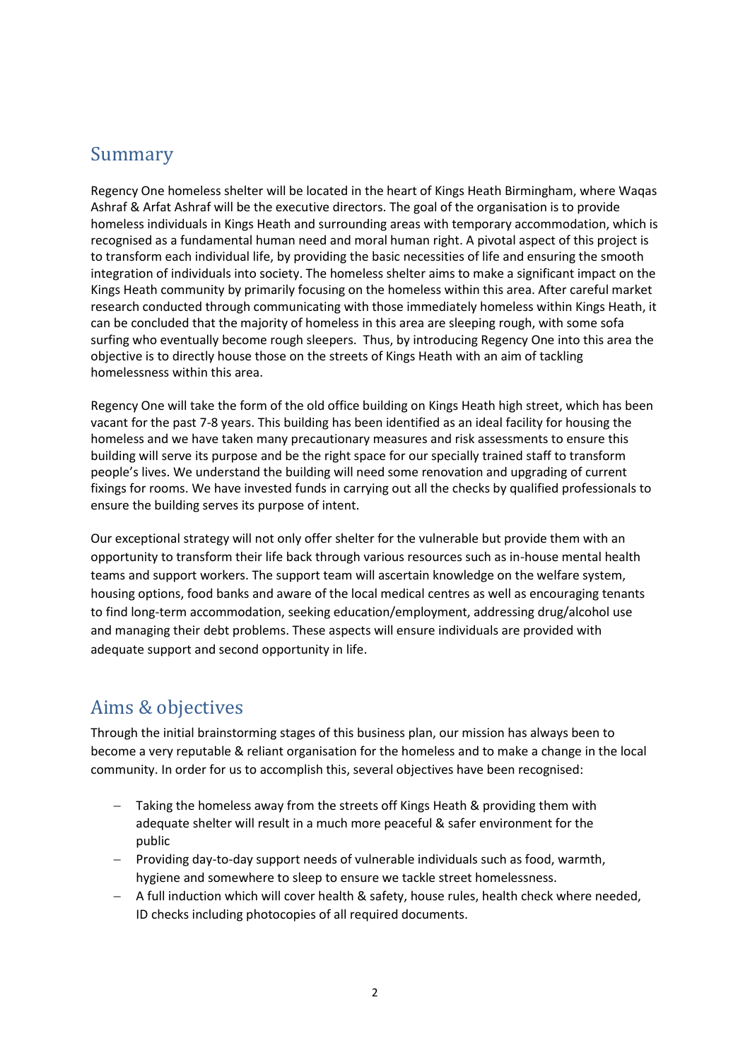## Summary

Regency One homeless shelter will be located in the heart of Kings Heath Birmingham, where Waqas Ashraf & Arfat Ashraf will be the executive directors. The goal of the organisation is to provide homeless individuals in Kings Heath and surrounding areas with temporary accommodation, which is recognised as a fundamental human need and moral human right. A pivotal aspect of this project is to transform each individual life, by providing the basic necessities of life and ensuring the smooth integration of individuals into society. The homeless shelter aims to make a significant impact on the Kings Heath community by primarily focusing on the homeless within this area. After careful market research conducted through communicating with those immediately homeless within Kings Heath, it can be concluded that the majority of homeless in this area are sleeping rough, with some sofa surfing who eventually become rough sleepers. Thus, by introducing Regency One into this area the objective is to directly house those on the streets of Kings Heath with an aim of tackling homelessness within this area.

Regency One will take the form of the old office building on Kings Heath high street, which has been vacant for the past 7-8 years. This building has been identified as an ideal facility for housing the homeless and we have taken many precautionary measures and risk assessments to ensure this building will serve its purpose and be the right space for our specially trained staff to transform people's lives. We understand the building will need some renovation and upgrading of current fixings for rooms. We have invested funds in carrying out all the checks by qualified professionals to ensure the building serves its purpose of intent.

Our exceptional strategy will not only offer shelter for the vulnerable but provide them with an opportunity to transform their life back through various resources such as in-house mental health teams and support workers. The support team will ascertain knowledge on the welfare system, housing options, food banks and aware of the local medical centres as well as encouraging tenants to find long-term accommodation, seeking education/employment, addressing drug/alcohol use and managing their debt problems. These aspects will ensure individuals are provided with adequate support and second opportunity in life.

## Aims & objectives

Through the initial brainstorming stages of this business plan, our mission has always been to become a very reputable & reliant organisation for the homeless and to make a change in the local community. In order for us to accomplish this, several objectives have been recognised:

- Taking the homeless away from the streets off Kings Heath & providing them with adequate shelter will result in a much more peaceful & safer environment for the public
- Providing day-to-day support needs of vulnerable individuals such as food, warmth, hygiene and somewhere to sleep to ensure we tackle street homelessness.
- A full induction which will cover health & safety, house rules, health check where needed, ID checks including photocopies of all required documents.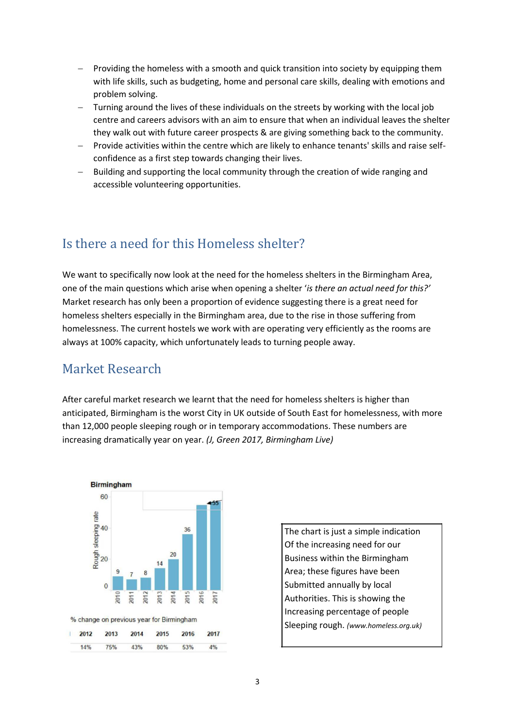- Providing the homeless with a smooth and quick transition into society by equipping them with life skills, such as budgeting, home and personal care skills, dealing with emotions and problem solving.
- Turning around the lives of these individuals on the streets by working with the local job centre and careers advisors with an aim to ensure that when an individual leaves the shelter they walk out with future career prospects & are giving something back to the community.
- Provide activities within the centre which are likely to enhance tenants' skills and raise self-confidence as a first step towards changing their lives.
- Building and supporting the local community through the creation of wide ranging and accessible volunteering opportunities.

## Is there a need for this Homeless shelter?

We want to specifically now look at the need for the homeless shelters in the Birmingham Area, one of the main questions which arise when opening a shelter '*is there an actual need for this?'* Market research has only been a proportion of evidence suggesting there is a great need for homeless shelters especially in the Birmingham area, due to the rise in those suffering from homelessness. The current hostels we work with are operating very efficiently as the rooms are always at 100% capacity, which unfortunately leads to turning people away.

## Market Research

After careful market research we learnt that the need for homeless shelters is higher than anticipated, Birmingham is the worst City in UK outside of South East for homelessness, with more than 12,000 people sleeping rough or in temporary accommodations. These numbers are increasing dramatically year on year. *(J, Green 2017, Birmingham Live)*

**Birmingham**

| Year | 2010 | 2011 | 2012 | 2013 | 2014 | 2015 | 2016 | 2017 |
|---|---|---|---|---|---|---|---|---|
| Rough sleeping rate | 9 | 7 | 8 | 14 | 20 | 36 | | 55 |

% change on previous year for Birmingham

| 2012 | 2013 | 2014 | 2015 | 2016 | 2017 |
|---|---|---|---|---|---|
| 14% | 75% | 43% | 80% | 53% | 4% |

The chart is just a simple indication Of the increasing need for our Business within the Birmingham Area; these figures have been Submitted annually by local Authorities. This is showing the Increasing percentage of people Sleeping rough. *(www.homeless.org.uk)*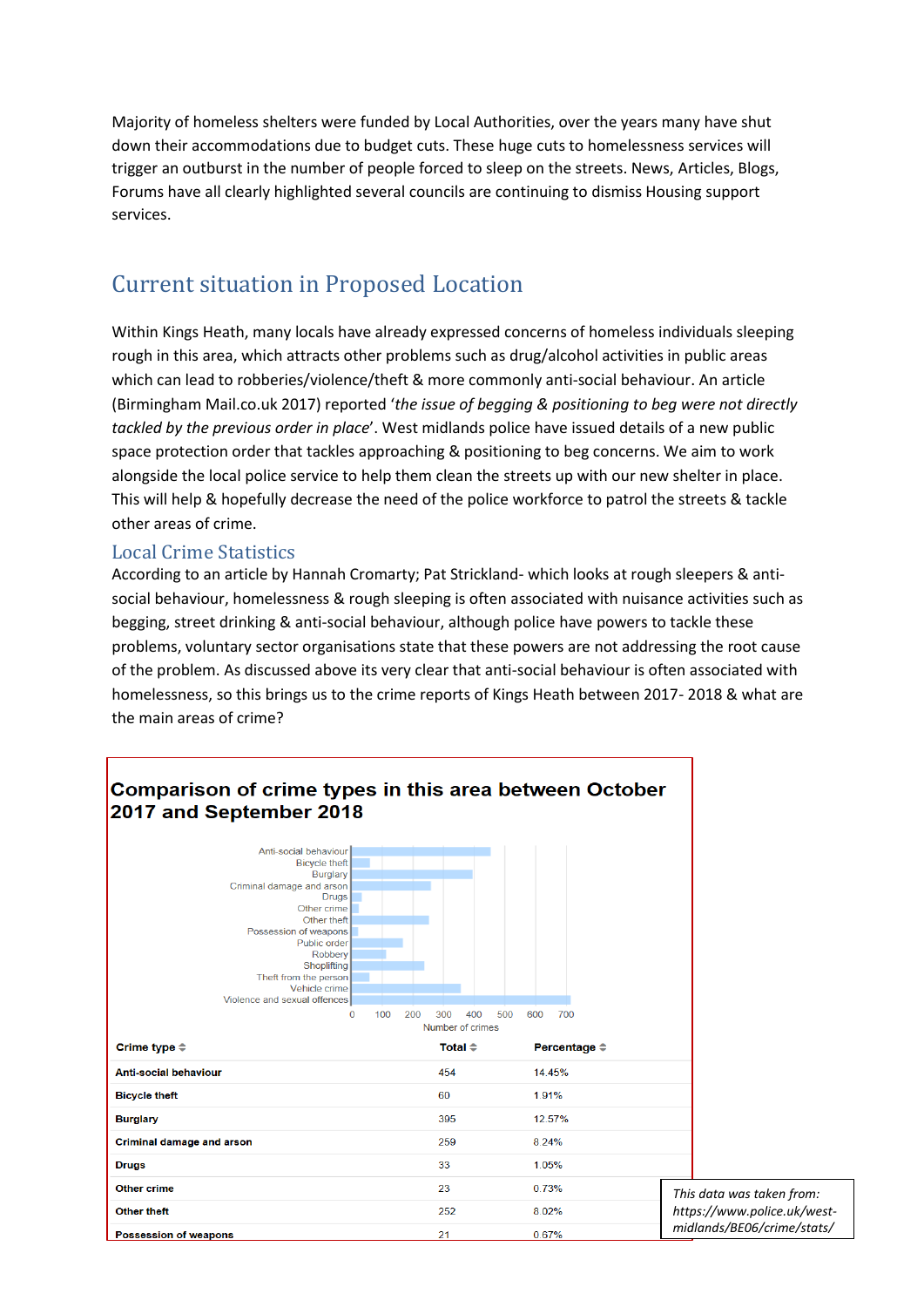Majority of homeless shelters were funded by Local Authorities, over the years many have shut down their accommodations due to budget cuts. These huge cuts to homelessness services will trigger an outburst in the number of people forced to sleep on the streets. News, Articles, Blogs, Forums have all clearly highlighted several councils are continuing to dismiss Housing support services.

## Current situation in Proposed Location

Within Kings Heath, many locals have already expressed concerns of homeless individuals sleeping rough in this area, which attracts other problems such as drug/alcohol activities in public areas which can lead to robberies/violence/theft & more commonly anti-social behaviour. An article (Birmingham Mail.co.uk 2017) reported '*the issue of begging & positioning to beg were not directly tackled by the previous order in place*'. West midlands police have issued details of a new public space protection order that tackles approaching & positioning to beg concerns. We aim to work alongside the local police service to help them clean the streets up with our new shelter in place. This will help & hopefully decrease the need of the police workforce to patrol the streets & tackle other areas of crime.

### Local Crime Statistics

According to an article by Hannah Cromarty; Pat Strickland- which looks at rough sleepers & anti-social behaviour, homelessness & rough sleeping is often associated with nuisance activities such as begging, street drinking & anti-social behaviour, although police have powers to tackle these problems, voluntary sector organisations state that these powers are not addressing the root cause of the problem. As discussed above its very clear that anti-social behaviour is often associated with homelessness, so this brings us to the crime reports of Kings Heath between 2017- 2018 & what are the main areas of crime?

**Comparison of crime types in this area between October 2017 and September 2018**

| Crime type | Total | Percentage |
|---|---|---|
| **Anti-social behaviour** | 454 | 14.45% |
| **Bicycle theft** | 60 | 1.91% |
| **Burglary** | 395 | 12.57% |
| **Criminal damage and arson** | 259 | 8.24% |
| **Drugs** | 33 | 1.05% |
| **Other crime** | 23 | 0.73% |
| **Other theft** | 252 | 8.02% |
| **Possession of weapons** | 21 | 0.67% |

*This data was taken from: https://www.police.uk/west-midlands/BE06/crime/stats/*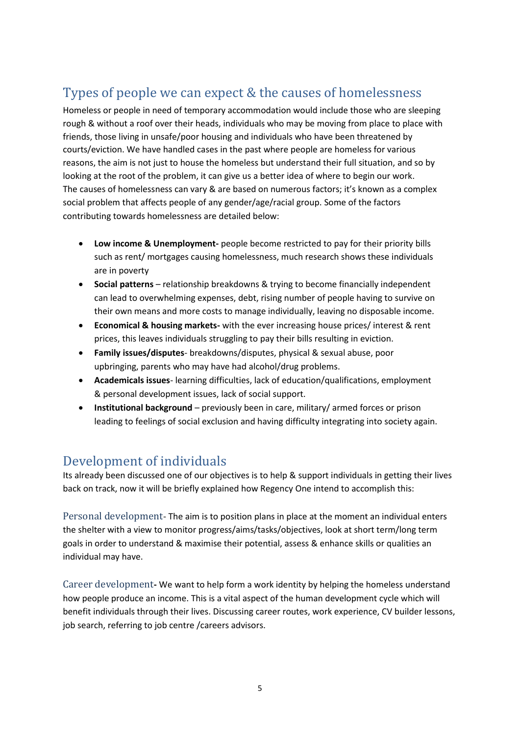## Types of people we can expect & the causes of homelessness

Homeless or people in need of temporary accommodation would include those who are sleeping rough & without a roof over their heads, individuals who may be moving from place to place with friends, those living in unsafe/poor housing and individuals who have been threatened by courts/eviction. We have handled cases in the past where people are homeless for various reasons, the aim is not just to house the homeless but understand their full situation, and so by looking at the root of the problem, it can give us a better idea of where to begin our work. The causes of homelessness can vary & are based on numerous factors; it's known as a complex social problem that affects people of any gender/age/racial group. Some of the factors contributing towards homelessness are detailed below:

- **Low income & Unemployment-** people become restricted to pay for their priority bills such as rent/ mortgages causing homelessness, much research shows these individuals are in poverty
- **Social patterns** – relationship breakdowns & trying to become financially independent can lead to overwhelming expenses, debt, rising number of people having to survive on their own means and more costs to manage individually, leaving no disposable income.
- **Economical & housing markets-** with the ever increasing house prices/ interest & rent prices, this leaves individuals struggling to pay their bills resulting in eviction.
- **Family issues/disputes**- breakdowns/disputes, physical & sexual abuse, poor upbringing, parents who may have had alcohol/drug problems.
- **Academicals issues**- learning difficulties, lack of education/qualifications, employment & personal development issues, lack of social support.
- **Institutional background** – previously been in care, military/ armed forces or prison leading to feelings of social exclusion and having difficulty integrating into society again.

## Development of individuals

Its already been discussed one of our objectives is to help & support individuals in getting their lives back on track, now it will be briefly explained how Regency One intend to accomplish this:

### Personal development

Personal development- The aim is to position plans in place at the moment an individual enters the shelter with a view to monitor progress/aims/tasks/objectives, look at short term/long term goals in order to understand & maximise their potential, assess & enhance skills or qualities an individual may have.

### Career development

Career development**-** We want to help form a work identity by helping the homeless understand how people produce an income. This is a vital aspect of the human development cycle which will benefit individuals through their lives. Discussing career routes, work experience, CV builder lessons, job search, referring to job centre /careers advisors.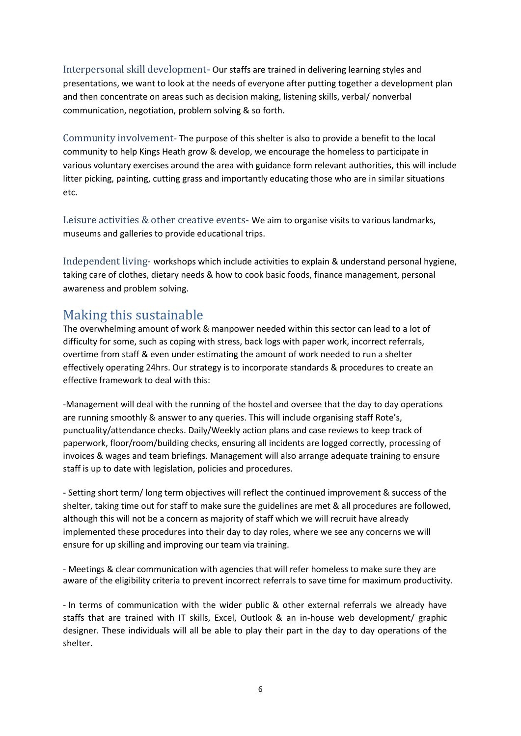Interpersonal skill development- Our staffs are trained in delivering learning styles and presentations, we want to look at the needs of everyone after putting together a development plan and then concentrate on areas such as decision making, listening skills, verbal/ nonverbal communication, negotiation, problem solving & so forth.

Community involvement- The purpose of this shelter is also to provide a benefit to the local community to help Kings Heath grow & develop, we encourage the homeless to participate in various voluntary exercises around the area with guidance form relevant authorities, this will include litter picking, painting, cutting grass and importantly educating those who are in similar situations etc.

Leisure activities & other creative events- We aim to organise visits to various landmarks, museums and galleries to provide educational trips.

Independent living- workshops which include activities to explain & understand personal hygiene, taking care of clothes, dietary needs & how to cook basic foods, finance management, personal awareness and problem solving.

## Making this sustainable

The overwhelming amount of work & manpower needed within this sector can lead to a lot of difficulty for some, such as coping with stress, back logs with paper work, incorrect referrals, overtime from staff & even under estimating the amount of work needed to run a shelter effectively operating 24hrs. Our strategy is to incorporate standards & procedures to create an effective framework to deal with this:

-Management will deal with the running of the hostel and oversee that the day to day operations are running smoothly & answer to any queries. This will include organising staff Rote's, punctuality/attendance checks. Daily/Weekly action plans and case reviews to keep track of paperwork, floor/room/building checks, ensuring all incidents are logged correctly, processing of invoices & wages and team briefings. Management will also arrange adequate training to ensure staff is up to date with legislation, policies and procedures.

- Setting short term/ long term objectives will reflect the continued improvement & success of the shelter, taking time out for staff to make sure the guidelines are met & all procedures are followed, although this will not be a concern as majority of staff which we will recruit have already implemented these procedures into their day to day roles, where we see any concerns we will ensure for up skilling and improving our team via training.

- Meetings & clear communication with agencies that will refer homeless to make sure they are aware of the eligibility criteria to prevent incorrect referrals to save time for maximum productivity.

- In terms of communication with the wider public & other external referrals we already have staffs that are trained with IT skills, Excel, Outlook & an in-house web development/ graphic designer. These individuals will all be able to play their part in the day to day operations of the shelter.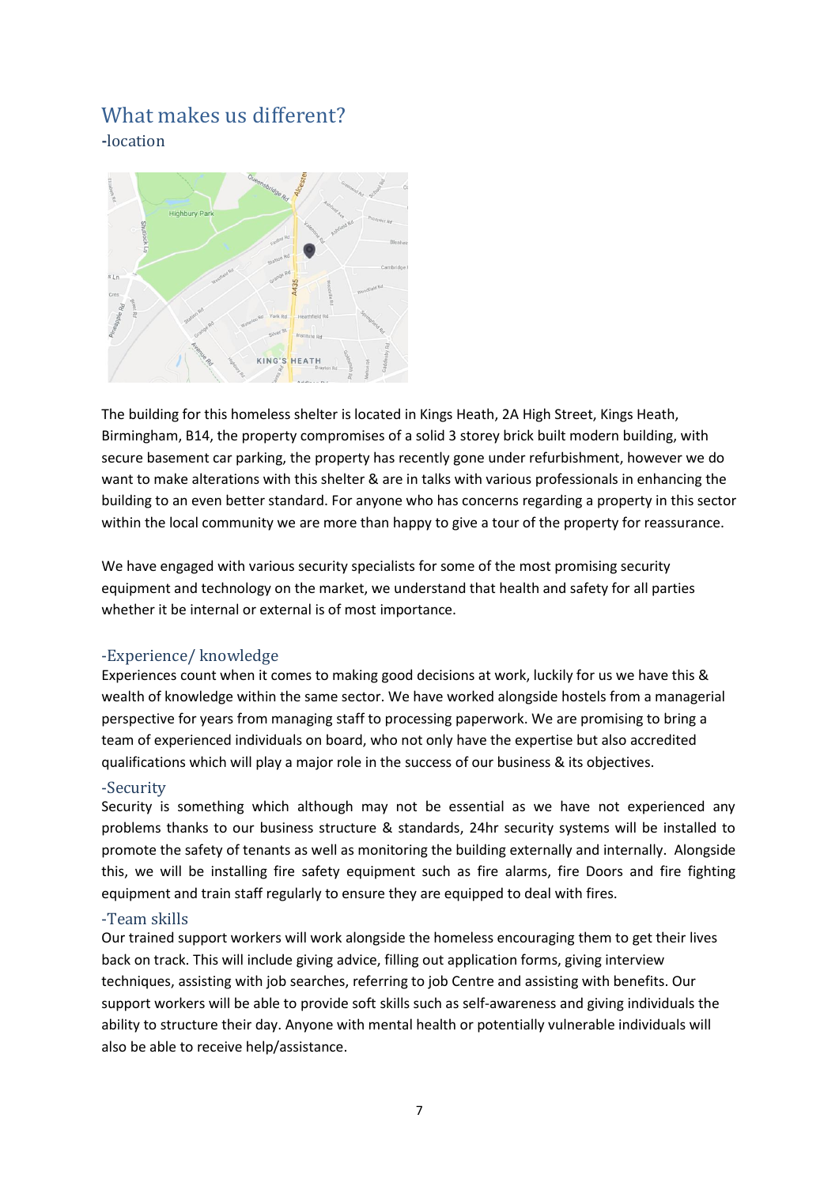## What makes us different?

**-**location

The building for this homeless shelter is located in Kings Heath, 2A High Street, Kings Heath, Birmingham, B14, the property compromises of a solid 3 storey brick built modern building, with secure basement car parking, the property has recently gone under refurbishment, however we do want to make alterations with this shelter & are in talks with various professionals in enhancing the building to an even better standard. For anyone who has concerns regarding a property in this sector within the local community we are more than happy to give a tour of the property for reassurance.

We have engaged with various security specialists for some of the most promising security equipment and technology on the market, we understand that health and safety for all parties whether it be internal or external is of most importance.

### -Experience/ knowledge

Experiences count when it comes to making good decisions at work, luckily for us we have this & wealth of knowledge within the same sector. We have worked alongside hostels from a managerial perspective for years from managing staff to processing paperwork. We are promising to bring a team of experienced individuals on board, who not only have the expertise but also accredited qualifications which will play a major role in the success of our business & its objectives.

### -Security

Security is something which although may not be essential as we have not experienced any problems thanks to our business structure & standards, 24hr security systems will be installed to promote the safety of tenants as well as monitoring the building externally and internally. Alongside this, we will be installing fire safety equipment such as fire alarms, fire Doors and fire fighting equipment and train staff regularly to ensure they are equipped to deal with fires.

### -Team skills

Our trained support workers will work alongside the homeless encouraging them to get their lives back on track. This will include giving advice, filling out application forms, giving interview techniques, assisting with job searches, referring to job Centre and assisting with benefits. Our support workers will be able to provide soft skills such as self-awareness and giving individuals the ability to structure their day. Anyone with mental health or potentially vulnerable individuals will also be able to receive help/assistance.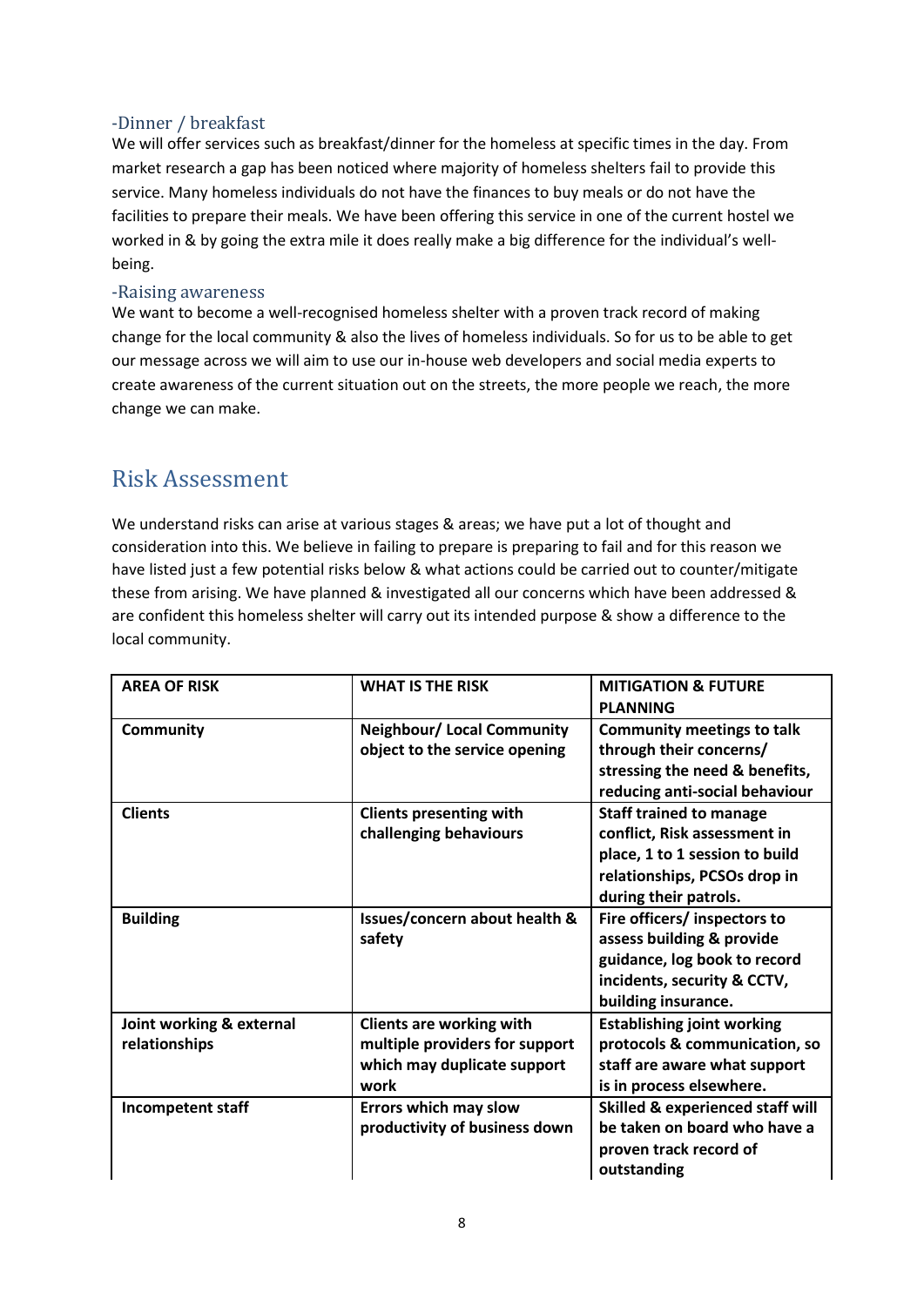### -Dinner / breakfast

We will offer services such as breakfast/dinner for the homeless at specific times in the day. From market research a gap has been noticed where majority of homeless shelters fail to provide this service. Many homeless individuals do not have the finances to buy meals or do not have the facilities to prepare their meals. We have been offering this service in one of the current hostel we worked in & by going the extra mile it does really make a big difference for the individual's well-being.

### -Raising awareness

We want to become a well-recognised homeless shelter with a proven track record of making change for the local community & also the lives of homeless individuals. So for us to be able to get our message across we will aim to use our in-house web developers and social media experts to create awareness of the current situation out on the streets, the more people we reach, the more change we can make.

## Risk Assessment

We understand risks can arise at various stages & areas; we have put a lot of thought and consideration into this. We believe in failing to prepare is preparing to fail and for this reason we have listed just a few potential risks below & what actions could be carried out to counter/mitigate these from arising. We have planned & investigated all our concerns which have been addressed & are confident this homeless shelter will carry out its intended purpose & show a difference to the local community.

| AREA OF RISK | WHAT IS THE RISK | MITIGATION & FUTURE PLANNING |
|---|---|---|
| **Community** | **Neighbour/ Local Community object to the service opening** | **Community meetings to talk through their concerns/ stressing the need & benefits, reducing anti-social behaviour** |
| **Clients** | **Clients presenting with challenging behaviours** | **Staff trained to manage conflict, Risk assessment in place, 1 to 1 session to build relationships, PCSOs drop in during their patrols.** |
| **Building** | **Issues/concern about health & safety** | **Fire officers/ inspectors to assess building & provide guidance, log book to record incidents, security & CCTV, building insurance.** |
| **Joint working & external relationships** | **Clients are working with multiple providers for support which may duplicate support work** | **Establishing joint working protocols & communication, so staff are aware what support is in process elsewhere.** |
| **Incompetent staff** | **Errors which may slow productivity of business down** | **Skilled & experienced staff will be taken on board who have a proven track record of outstanding** |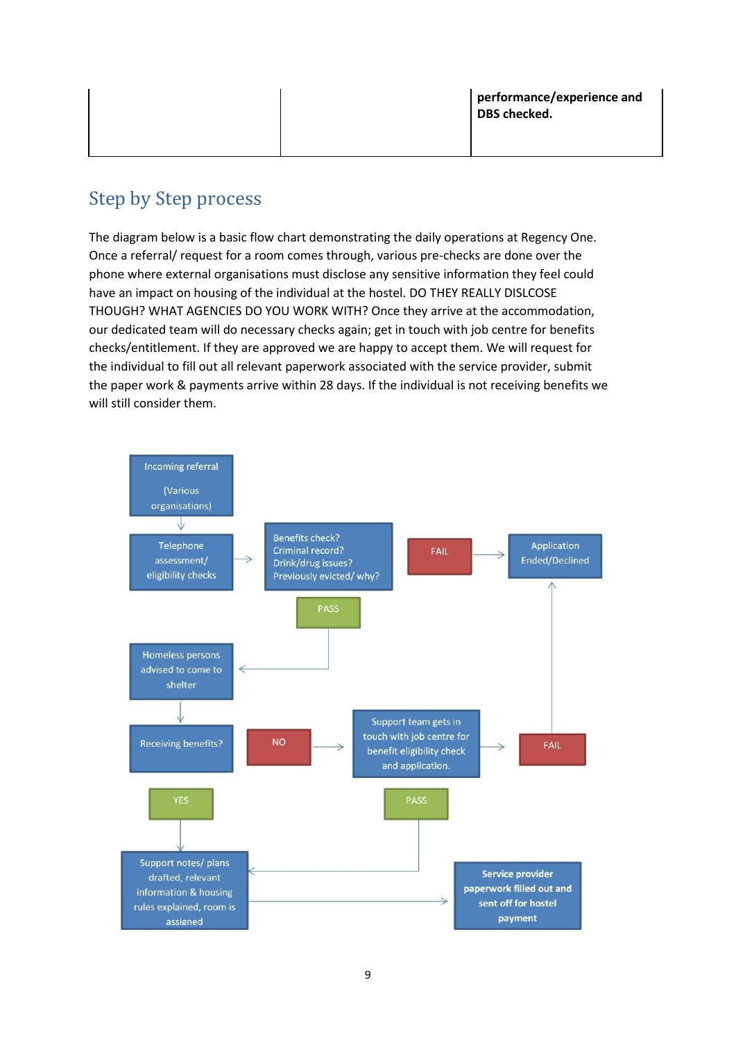|  |  | **performance/experience and DBS checked.** |
|---|---|---|

## Step by Step process

The diagram below is a basic flow chart demonstrating the daily operations at Regency One. Once a referral/ request for a room comes through, various pre-checks are done over the phone where external organisations must disclose any sensitive information they feel could have an impact on housing of the individual at the hostel. DO THEY REALLY DISLCOSE THOUGH? WHAT AGENCIES DO YOU WORK WITH? Once they arrive at the accommodation, our dedicated team will do necessary checks again; get in touch with job centre for benefits checks/entitlement. If they are approved we are happy to accept them. We will request for the individual to fill out all relevant paperwork associated with the service provider, submit the paper work & payments arrive within 28 days. If the individual is not receiving benefits we will still consider them.

Incoming referral

(Various organisations)

Telephone assessment/ eligibility checks

Benefits check? Criminal record? Drink/drug issues? Previously evicted/ why?

FAIL

Application Ended/Declined

PASS

Homeless persons advised to come to shelter

Receiving benefits?

NO

Support team gets in touch with job centre for benefit eligibility check and application.

FAIL

YES

PASS

Support notes/ plans drafted, relevant information & housing rules explained, room is assigned

**Service provider paperwork filled out and sent off for hostel payment**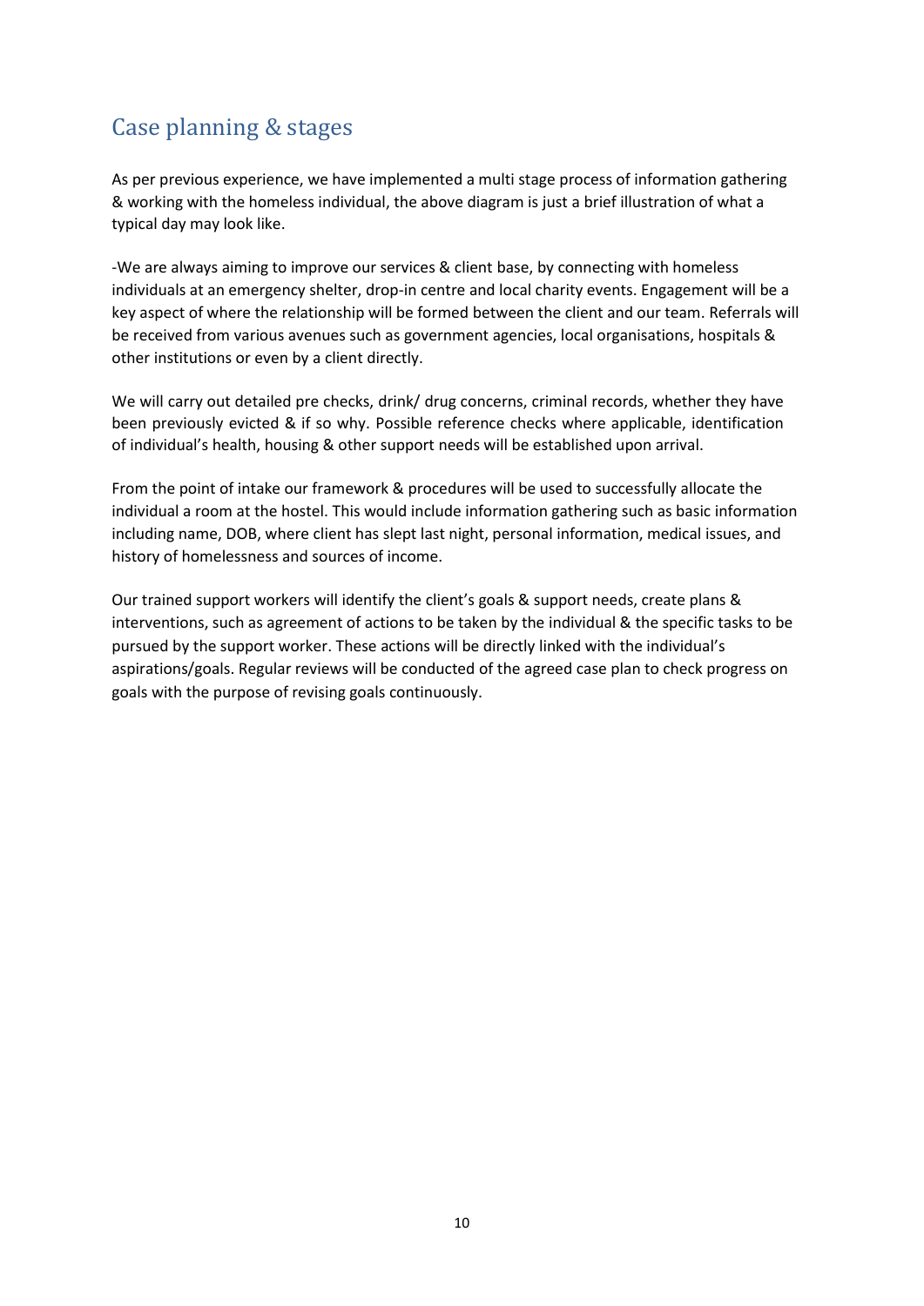## Case planning & stages

As per previous experience, we have implemented a multi stage process of information gathering & working with the homeless individual, the above diagram is just a brief illustration of what a typical day may look like.

-We are always aiming to improve our services & client base, by connecting with homeless individuals at an emergency shelter, drop-in centre and local charity events. Engagement will be a key aspect of where the relationship will be formed between the client and our team. Referrals will be received from various avenues such as government agencies, local organisations, hospitals & other institutions or even by a client directly.

We will carry out detailed pre checks, drink/ drug concerns, criminal records, whether they have been previously evicted & if so why. Possible reference checks where applicable, identification of individual's health, housing & other support needs will be established upon arrival.

From the point of intake our framework & procedures will be used to successfully allocate the individual a room at the hostel. This would include information gathering such as basic information including name, DOB, where client has slept last night, personal information, medical issues, and history of homelessness and sources of income.

Our trained support workers will identify the client's goals & support needs, create plans & interventions, such as agreement of actions to be taken by the individual & the specific tasks to be pursued by the support worker. These actions will be directly linked with the individual's aspirations/goals. Regular reviews will be conducted of the agreed case plan to check progress on goals with the purpose of revising goals continuously.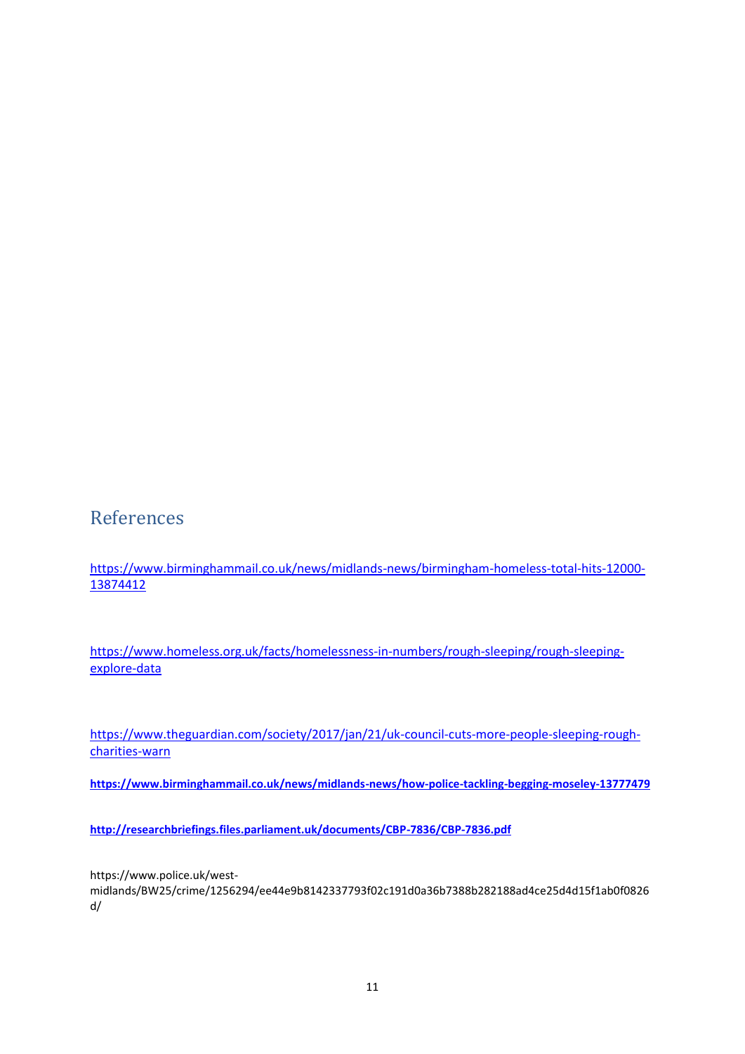## References

https://www.birminghammail.co.uk/news/midlands-news/birmingham-homeless-total-hits-12000-13874412

https://www.homeless.org.uk/facts/homelessness-in-numbers/rough-sleeping/rough-sleeping-explore-data

https://www.theguardian.com/society/2017/jan/21/uk-council-cuts-more-people-sleeping-rough-charities-warn

**https://www.birminghammail.co.uk/news/midlands-news/how-police-tackling-begging-moseley-13777479**

**http://researchbriefings.files.parliament.uk/documents/CBP-7836/CBP-7836.pdf**

https://www.police.uk/west-midlands/BW25/crime/1256294/ee44e9b8142337793f02c191d0a36b7388b282188ad4ce25d4d15f1ab0f0826d/